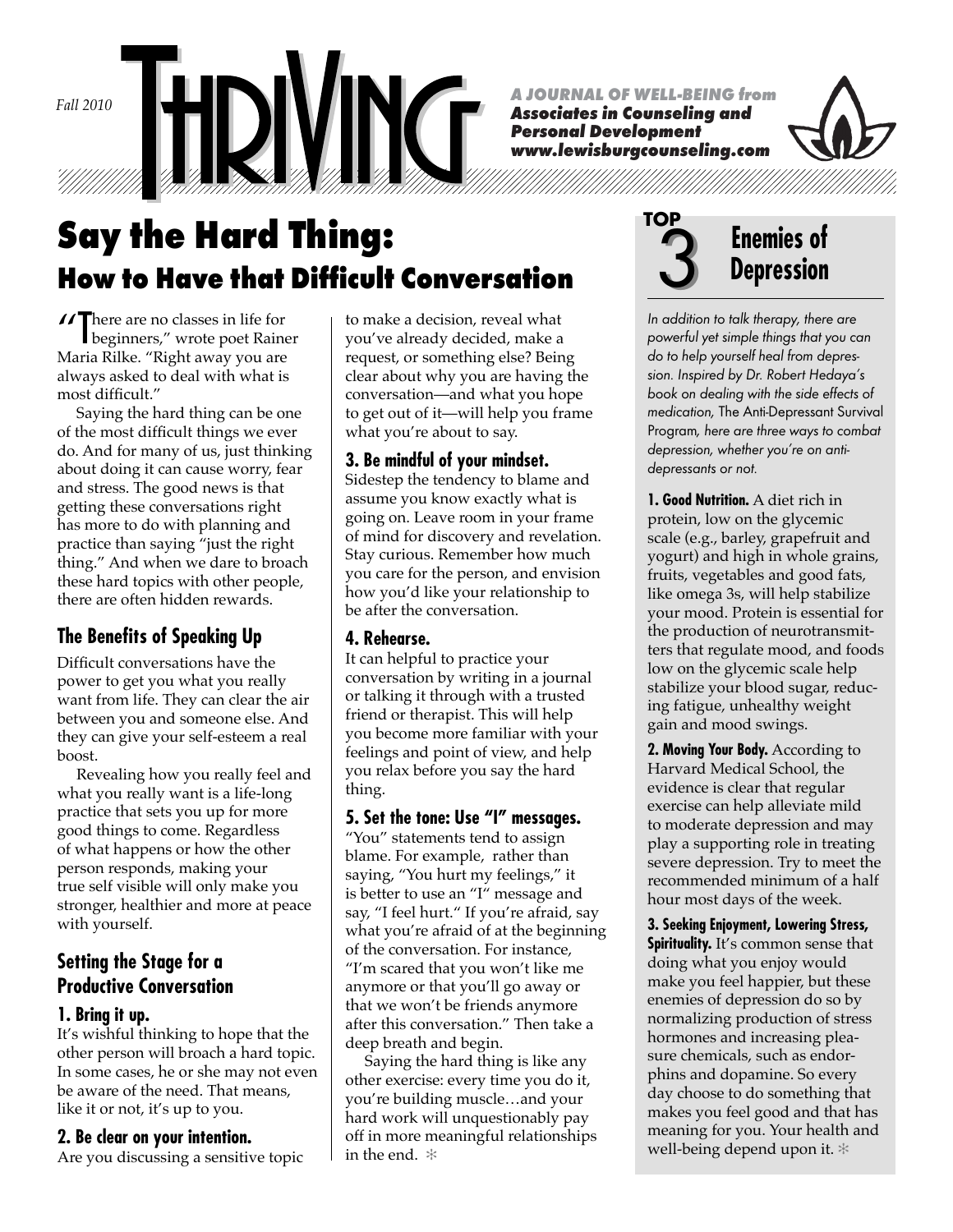Fall 2010

# THRIVING

*A JOURNAL OF WELL-BEING from Associates in Counseling and Personal Development*
*www.lewisburgcounseling.com*

# Say the Hard Thing: How to Have that Difficult Conversation

"There are no classes in life for beginners," wrote poet Rainer Maria Rilke. "Right away you are always asked to deal with what is most difficult."

Saying the hard thing can be one of the most difficult things we ever do. And for many of us, just thinking about doing it can cause worry, fear and stress. The good news is that getting these conversations right has more to do with planning and practice than saying "just the right thing." And when we dare to broach these hard topics with other people, there are often hidden rewards.

## The Benefits of Speaking Up

Difficult conversations have the power to get you what you really want from life. They can clear the air between you and someone else. And they can give your self-esteem a real boost.

Revealing how you really feel and what you really want is a life-long practice that sets you up for more good things to come. Regardless of what happens or how the other person responds, making your true self visible will only make you stronger, healthier and more at peace with yourself.

## Setting the Stage for a Productive Conversation

### 1. Bring it up.

It's wishful thinking to hope that the other person will broach a hard topic. In some cases, he or she may not even be aware of the need. That means, like it or not, it's up to you.

### 2. Be clear on your intention.

Are you discussing a sensitive topic to make a decision, reveal what you've already decided, make a request, or something else? Being clear about why you are having the conversation—and what you hope to get out of it—will help you frame what you're about to say.

### 3. Be mindful of your mindset.

Sidestep the tendency to blame and assume you know exactly what is going on. Leave room in your frame of mind for discovery and revelation. Stay curious. Remember how much you care for the person, and envision how you'd like your relationship to be after the conversation.

### 4. Rehearse.

It can helpful to practice your conversation by writing in a journal or talking it through with a trusted friend or therapist. This will help you become more familiar with your feelings and point of view, and help you relax before you say the hard thing.

### 5. Set the tone: Use "I" messages.

"You" statements tend to assign blame. For example, rather than saying, "You hurt my feelings," it is better to use an "I" message and say, "I feel hurt." If you're afraid, say what you're afraid of at the beginning of the conversation. For instance, "I'm scared that you won't like me anymore or that you'll go away or that we won't be friends anymore after this conversation." Then take a deep breath and begin.

Saying the hard thing is like any other exercise: every time you do it, you're building muscle…and your hard work will unquestionably pay off in more meaningful relationships in the end. ✻

## TOP 3 Enemies of Depression

*In addition to talk therapy, there are powerful yet simple things that you can do to help yourself heal from depression. Inspired by Dr. Robert Hedaya's book on dealing with the side effects of medication,* The Anti-Depressant Survival Program, *here are three ways to combat depression, whether you're on anti-depressants or not.*

**1. Good Nutrition.** A diet rich in protein, low on the glycemic scale (e.g., barley, grapefruit and yogurt) and high in whole grains, fruits, vegetables and good fats, like omega 3s, will help stabilize your mood. Protein is essential for the production of neurotransmitters that regulate mood, and foods low on the glycemic scale help stabilize your blood sugar, reducing fatigue, unhealthy weight gain and mood swings.

**2. Moving Your Body.** According to Harvard Medical School, the evidence is clear that regular exercise can help alleviate mild to moderate depression and may play a supporting role in treating severe depression. Try to meet the recommended minimum of a half hour most days of the week.

**3. Seeking Enjoyment, Lowering Stress, Spirituality.** It's common sense that doing what you enjoy would make you feel happier, but these enemies of depression do so by normalizing production of stress hormones and increasing pleasure chemicals, such as endorphins and dopamine. So every day choose to do something that makes you feel good and that has meaning for you. Your health and well-being depend upon it. ✻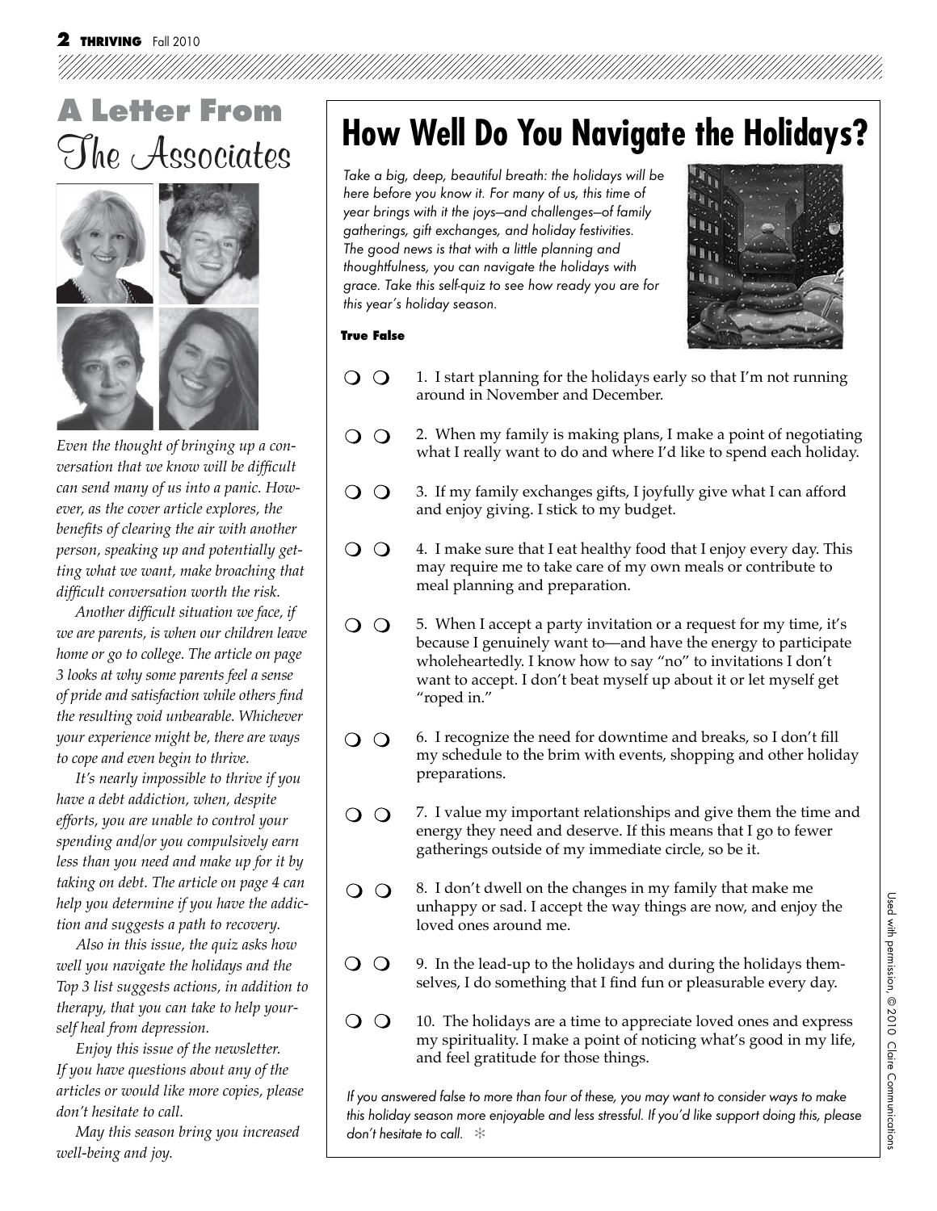## A Letter From The Associates

*Even the thought of bringing up a conversation that we know will be difficult can send many of us into a panic. However, as the cover article explores, the benefits of clearing the air with another person, speaking up and potentially getting what we want, make broaching that difficult conversation worth the risk.*

*Another difficult situation we face, if we are parents, is when our children leave home or go to college. The article on page 3 looks at why some parents feel a sense of pride and satisfaction while others find the resulting void unbearable. Whichever your experience might be, there are ways to cope and even begin to thrive.*

*It's nearly impossible to thrive if you have a debt addiction, when, despite efforts, you are unable to control your spending and/or you compulsively earn less than you need and make up for it by taking on debt. The article on page 4 can help you determine if you have the addiction and suggests a path to recovery.*

*Also in this issue, the quiz asks how well you navigate the holidays and the Top 3 list suggests actions, in addition to therapy, that you can take to help yourself heal from depression.*

*Enjoy this issue of the newsletter. If you have questions about any of the articles or would like more copies, please don't hesitate to call.*

*May this season bring you increased well-being and joy.*

## How Well Do You Navigate the Holidays?

*Take a big, deep, beautiful breath: the holidays will be here before you know it. For many of us, this time of year brings with it the joys—and challenges—of family gatherings, gift exchanges, and holiday festivities. The good news is that with a little planning and thoughtfulness, you can navigate the holidays with grace. Take this self-quiz to see how ready you are for this year's holiday season.*

**True False**

❍ ❍ 1. I start planning for the holidays early so that I'm not running around in November and December.

❍ ❍ 2. When my family is making plans, I make a point of negotiating what I really want to do and where I'd like to spend each holiday.

❍ ❍ 3. If my family exchanges gifts, I joyfully give what I can afford and enjoy giving. I stick to my budget.

❍ ❍ 4. I make sure that I eat healthy food that I enjoy every day. This may require me to take care of my own meals or contribute to meal planning and preparation.

❍ ❍ 5. When I accept a party invitation or a request for my time, it's because I genuinely want to—and have the energy to participate wholeheartedly. I know how to say "no" to invitations I don't want to accept. I don't beat myself up about it or let myself get "roped in."

❍ ❍ 6. I recognize the need for downtime and breaks, so I don't fill my schedule to the brim with events, shopping and other holiday preparations.

❍ ❍ 7. I value my important relationships and give them the time and energy they need and deserve. If this means that I go to fewer gatherings outside of my immediate circle, so be it.

❍ ❍ 8. I don't dwell on the changes in my family that make me unhappy or sad. I accept the way things are now, and enjoy the loved ones around me.

❍ ❍ 9. In the lead-up to the holidays and during the holidays themselves, I do something that I find fun or pleasurable every day.

❍ ❍ 10. The holidays are a time to appreciate loved ones and express my spirituality. I make a point of noticing what's good in my life, and feel gratitude for those things.

*If you answered false to more than four of these, you may want to consider ways to make this holiday season more enjoyable and less stressful. If you'd like support doing this, please don't hesitate to call.* ✻

Used with permission, © 2010 Claire Communications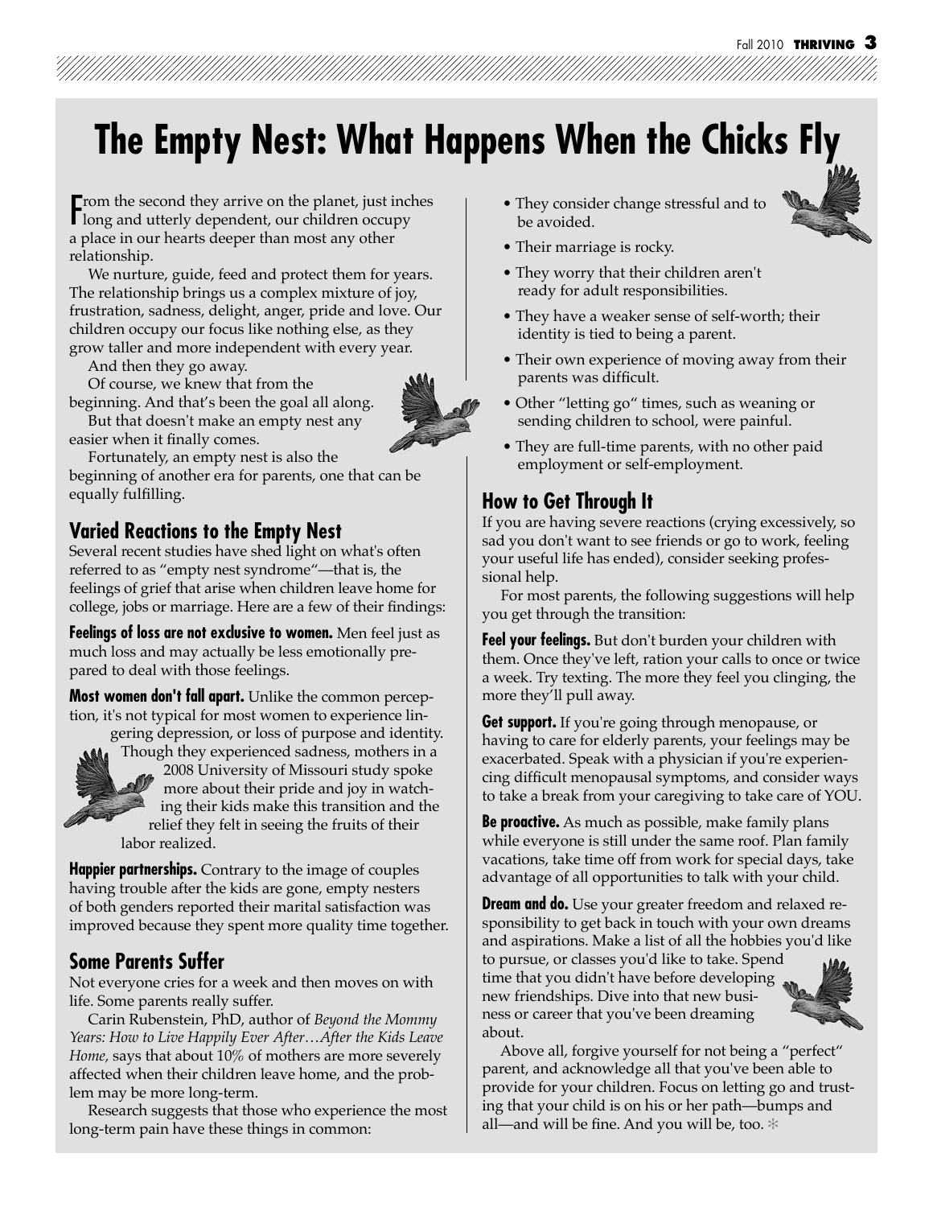# The Empty Nest: What Happens When the Chicks Fly

From the second they arrive on the planet, just inches long and utterly dependent, our children occupy a place in our hearts deeper than most any other relationship.

We nurture, guide, feed and protect them for years. The relationship brings us a complex mixture of joy, frustration, sadness, delight, anger, pride and love. Our children occupy our focus like nothing else, as they grow taller and more independent with every year.

And then they go away.

Of course, we knew that from the beginning. And that's been the goal all along.

But that doesn't make an empty nest any easier when it finally comes.

Fortunately, an empty nest is also the beginning of another era for parents, one that can be equally fulfilling.

## Varied Reactions to the Empty Nest

Several recent studies have shed light on what's often referred to as "empty nest syndrome"—that is, the feelings of grief that arise when children leave home for college, jobs or marriage. Here are a few of their findings:

**Feelings of loss are not exclusive to women.** Men feel just as much loss and may actually be less emotionally prepared to deal with those feelings.

**Most women don't fall apart.** Unlike the common perception, it's not typical for most women to experience lingering depression, or loss of purpose and identity. Though they experienced sadness, mothers in a 2008 University of Missouri study spoke more about their pride and joy in watching their kids make this transition and the relief they felt in seeing the fruits of their labor realized.

**Happier partnerships.** Contrary to the image of couples having trouble after the kids are gone, empty nesters of both genders reported their marital satisfaction was improved because they spent more quality time together.

## Some Parents Suffer

Not everyone cries for a week and then moves on with life. Some parents really suffer.

Carin Rubenstein, PhD, author of *Beyond the Mommy Years: How to Live Happily Ever After…After the Kids Leave Home,* says that about 10% of mothers are more severely affected when their children leave home, and the problem may be more long-term.

Research suggests that those who experience the most long-term pain have these things in common:

- They consider change stressful and to be avoided.
- Their marriage is rocky.
- They worry that their children aren't ready for adult responsibilities.
- They have a weaker sense of self-worth; their identity is tied to being a parent.
- Their own experience of moving away from their parents was difficult.
- Other "letting go" times, such as weaning or sending children to school, were painful.
- They are full-time parents, with no other paid employment or self-employment.

## How to Get Through It

If you are having severe reactions (crying excessively, so sad you don't want to see friends or go to work, feeling your useful life has ended), consider seeking professional help.

For most parents, the following suggestions will help you get through the transition:

**Feel your feelings.** But don't burden your children with them. Once they've left, ration your calls to once or twice a week. Try texting. The more they feel you clinging, the more they'll pull away.

**Get support.** If you're going through menopause, or having to care for elderly parents, your feelings may be exacerbated. Speak with a physician if you're experiencing difficult menopausal symptoms, and consider ways to take a break from your caregiving to take care of YOU.

**Be proactive.** As much as possible, make family plans while everyone is still under the same roof. Plan family vacations, take time off from work for special days, take advantage of all opportunities to talk with your child.

**Dream and do.** Use your greater freedom and relaxed responsibility to get back in touch with your own dreams and aspirations. Make a list of all the hobbies you'd like to pursue, or classes you'd like to take. Spend time that you didn't have before developing new friendships. Dive into that new business or career that you've been dreaming about.

Above all, forgive yourself for not being a "perfect" parent, and acknowledge all that you've been able to provide for your children. Focus on letting go and trusting that your child is on his or her path—bumps and all—and will be fine. And you will be, too. ✻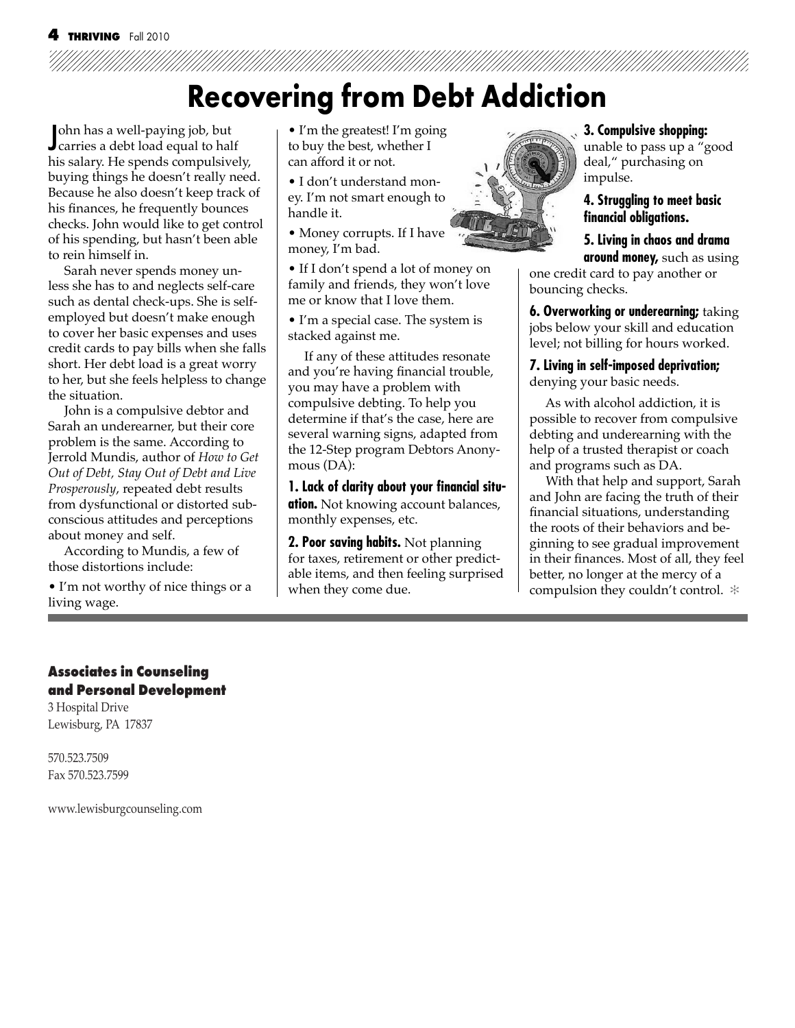# Recovering from Debt Addiction

John has a well-paying job, but carries a debt load equal to half his salary. He spends compulsively, buying things he doesn't really need. Because he also doesn't keep track of his finances, he frequently bounces checks. John would like to get control of his spending, but hasn't been able to rein himself in.

Sarah never spends money unless she has to and neglects self-care such as dental check-ups. She is self-employed but doesn't make enough to cover her basic expenses and uses credit cards to pay bills when she falls short. Her debt load is a great worry to her, but she feels helpless to change the situation.

John is a compulsive debtor and Sarah an underearner, but their core problem is the same. According to Jerrold Mundis, author of *How to Get Out of Debt, Stay Out of Debt and Live Prosperously*, repeated debt results from dysfunctional or distorted subconscious attitudes and perceptions about money and self.

According to Mundis, a few of those distortions include:

- I'm not worthy of nice things or a living wage.
- I'm the greatest! I'm going to buy the best, whether I can afford it or not.
- I don't understand money. I'm not smart enough to handle it.
- Money corrupts. If I have money, I'm bad.
- If I don't spend a lot of money on family and friends, they won't love me or know that I love them.
- I'm a special case. The system is stacked against me.

If any of these attitudes resonate and you're having financial trouble, you may have a problem with compulsive debting. To help you determine if that's the case, here are several warning signs, adapted from the 12-Step program Debtors Anonymous (DA):

**1. Lack of clarity about your financial situation.** Not knowing account balances, monthly expenses, etc.

**2. Poor saving habits.** Not planning for taxes, retirement or other predictable items, and then feeling surprised when they come due.

**3. Compulsive shopping:** unable to pass up a "good deal," purchasing on impulse.

**4. Struggling to meet basic financial obligations.**

**5. Living in chaos and drama around money,** such as using one credit card to pay another or bouncing checks.

**6. Overworking or underearning;** taking jobs below your skill and education level; not billing for hours worked.

**7. Living in self-imposed deprivation;** denying your basic needs.

As with alcohol addiction, it is possible to recover from compulsive debting and underearning with the help of a trusted therapist or coach and programs such as DA.

With that help and support, Sarah and John are facing the truth of their financial situations, understanding the roots of their behaviors and beginning to see gradual improvement in their finances. Most of all, they feel better, no longer at the mercy of a compulsion they couldn't control. ✻

**Associates in Counseling and Personal Development**
3 Hospital Drive
Lewisburg, PA 17837

570.523.7509
Fax 570.523.7599

www.lewisburgcounseling.com